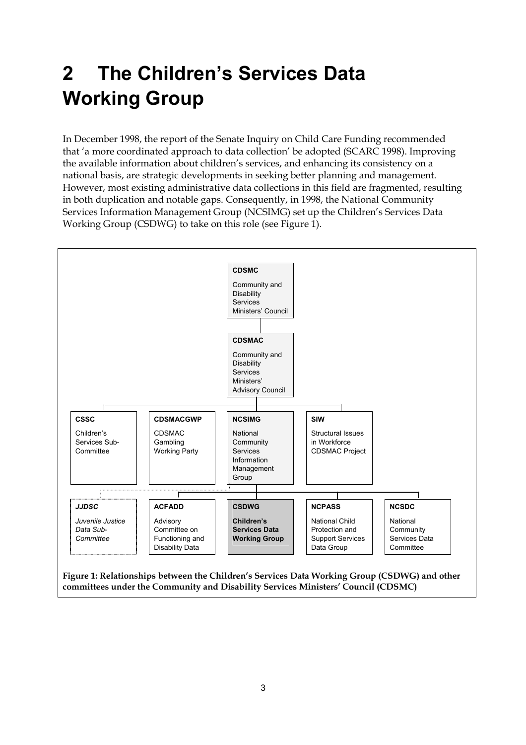# 2 The Children's Services Data Working Group

In December 1998, the report of the Senate Inquiry on Child Care Funding recommended that 'a more coordinated approach to data collection' be adopted (SCARC 1998). Improving the available information about children's services, and enhancing its consistency on a national basis, are strategic developments in seeking better planning and management. However, most existing administrative data collections in this field are fragmented, resulting in both duplication and notable gaps. Consequently, in 1998, the National Community Services Information Management Group (NCSIMG) set up the Children's Services Data Working Group (CSDWG) to take on this role (see Figure 1).

**CDSMC** Community and Disability Services Ministers' Council

**CDSMAC** Community and Disability Services Ministers' Advisory Council

**CSSC** Children's Services Sub-Committee

**CDSMACGWP** CDSMAC Gambling Working Party

**NCSIMG** National Community Services Information Management Group

**SIW** Structural Issues in Workforce CDSMAC Project

***JJDSC*** *Juvenile Justice Data Sub-Committee*

**ACFADD** Advisory Committee on Functioning and Disability Data

**CSDWG** **Children's Services Data Working Group**

**NCPASS** National Child Protection and Support Services Data Group

**NCSDC** National Community Services Data Committee

**Figure 1: Relationships between the Children's Services Data Working Group (CSDWG) and other committees under the Community and Disability Services Ministers' Council (CDSMC)**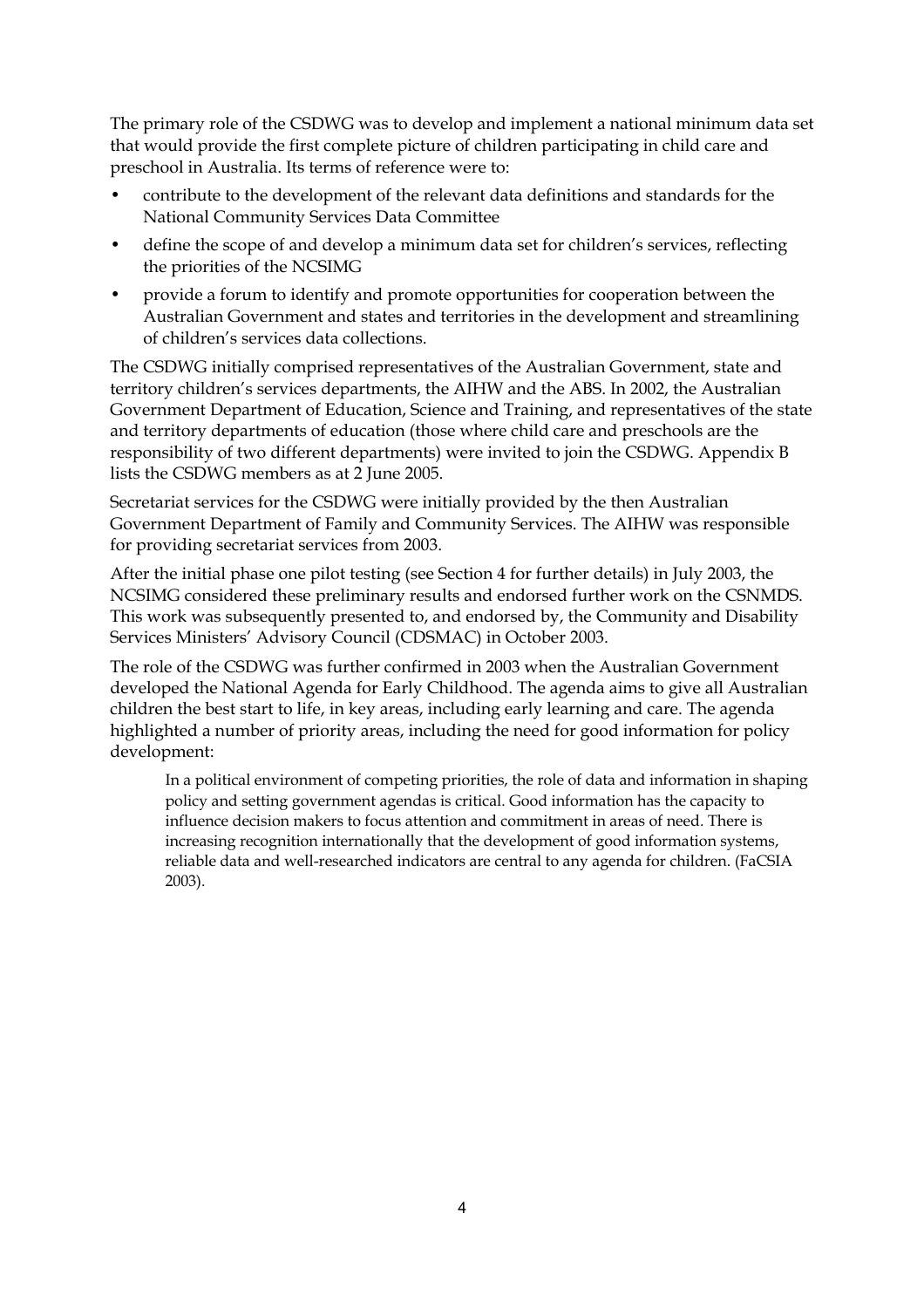The primary role of the CSDWG was to develop and implement a national minimum data set that would provide the first complete picture of children participating in child care and preschool in Australia. Its terms of reference were to:

- contribute to the development of the relevant data definitions and standards for the National Community Services Data Committee
- define the scope of and develop a minimum data set for children's services, reflecting the priorities of the NCSIMG
- provide a forum to identify and promote opportunities for cooperation between the Australian Government and states and territories in the development and streamlining of children's services data collections.

The CSDWG initially comprised representatives of the Australian Government, state and territory children's services departments, the AIHW and the ABS. In 2002, the Australian Government Department of Education, Science and Training, and representatives of the state and territory departments of education (those where child care and preschools are the responsibility of two different departments) were invited to join the CSDWG. Appendix B lists the CSDWG members as at 2 June 2005.

Secretariat services for the CSDWG were initially provided by the then Australian Government Department of Family and Community Services. The AIHW was responsible for providing secretariat services from 2003.

After the initial phase one pilot testing (see Section 4 for further details) in July 2003, the NCSIMG considered these preliminary results and endorsed further work on the CSNMDS. This work was subsequently presented to, and endorsed by, the Community and Disability Services Ministers' Advisory Council (CDSMAC) in October 2003.

The role of the CSDWG was further confirmed in 2003 when the Australian Government developed the National Agenda for Early Childhood. The agenda aims to give all Australian children the best start to life, in key areas, including early learning and care. The agenda highlighted a number of priority areas, including the need for good information for policy development:

> In a political environment of competing priorities, the role of data and information in shaping policy and setting government agendas is critical. Good information has the capacity to influence decision makers to focus attention and commitment in areas of need. There is increasing recognition internationally that the development of good information systems, reliable data and well-researched indicators are central to any agenda for children. (FaCSIA 2003).